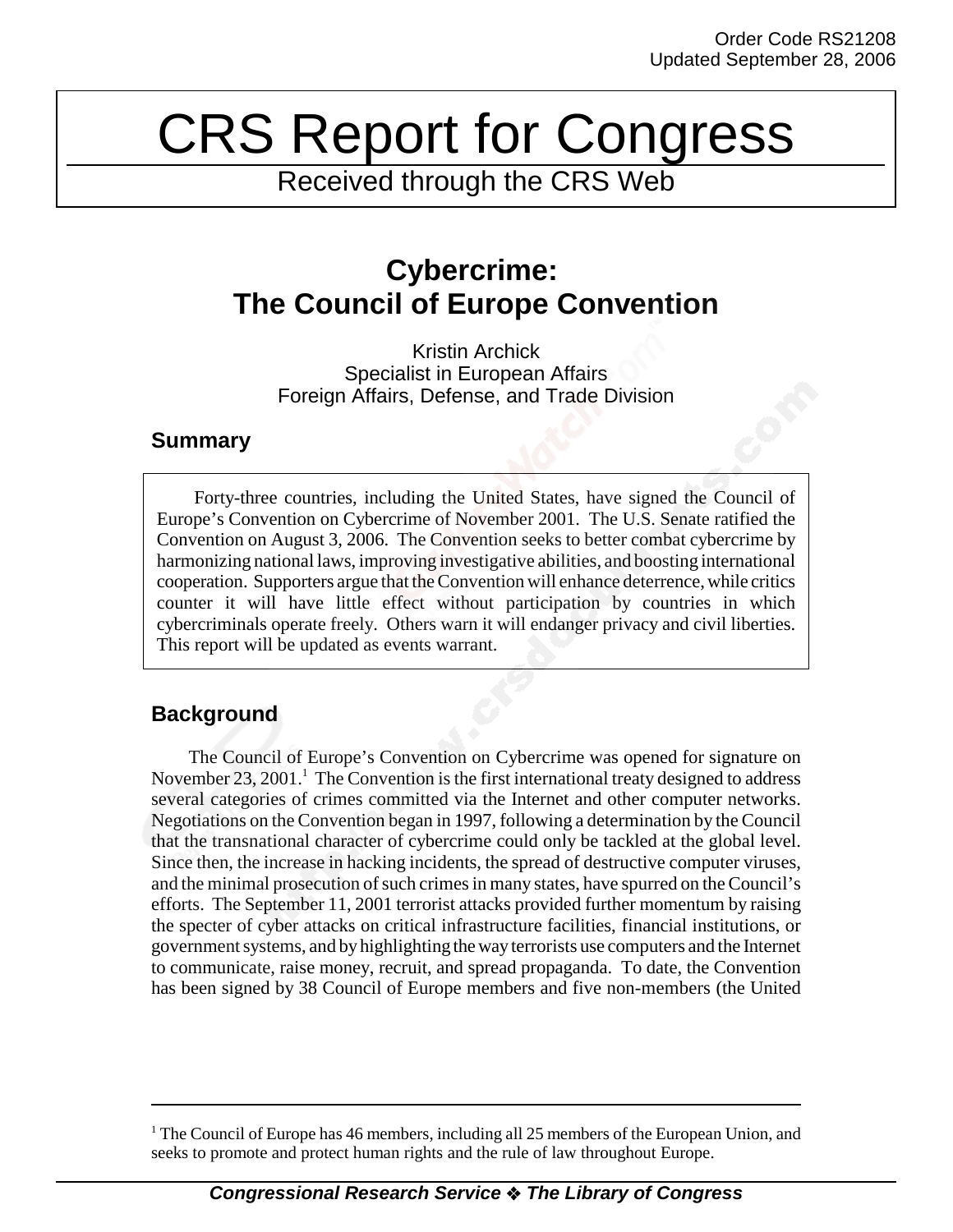Order Code RS21208
Updated September 28, 2006

# CRS Report for Congress

Received through the CRS Web

## Cybercrime: The Council of Europe Convention

Kristin Archick
Specialist in European Affairs
Foreign Affairs, Defense, and Trade Division

### Summary

Forty-three countries, including the United States, have signed the Council of Europe's Convention on Cybercrime of November 2001. The U.S. Senate ratified the Convention on August 3, 2006. The Convention seeks to better combat cybercrime by harmonizing national laws, improving investigative abilities, and boosting international cooperation. Supporters argue that the Convention will enhance deterrence, while critics counter it will have little effect without participation by countries in which cybercriminals operate freely. Others warn it will endanger privacy and civil liberties. This report will be updated as events warrant.

### Background

The Council of Europe's Convention on Cybercrime was opened for signature on November 23, 2001.[1] The Convention is the first international treaty designed to address several categories of crimes committed via the Internet and other computer networks. Negotiations on the Convention began in 1997, following a determination by the Council that the transnational character of cybercrime could only be tackled at the global level. Since then, the increase in hacking incidents, the spread of destructive computer viruses, and the minimal prosecution of such crimes in many states, have spurred on the Council's efforts. The September 11, 2001 terrorist attacks provided further momentum by raising the specter of cyber attacks on critical infrastructure facilities, financial institutions, or government systems, and by highlighting the way terrorists use computers and the Internet to communicate, raise money, recruit, and spread propaganda. To date, the Convention has been signed by 38 Council of Europe members and five non-members (the United

[1] The Council of Europe has 46 members, including all 25 members of the European Union, and seeks to promote and protect human rights and the rule of law throughout Europe.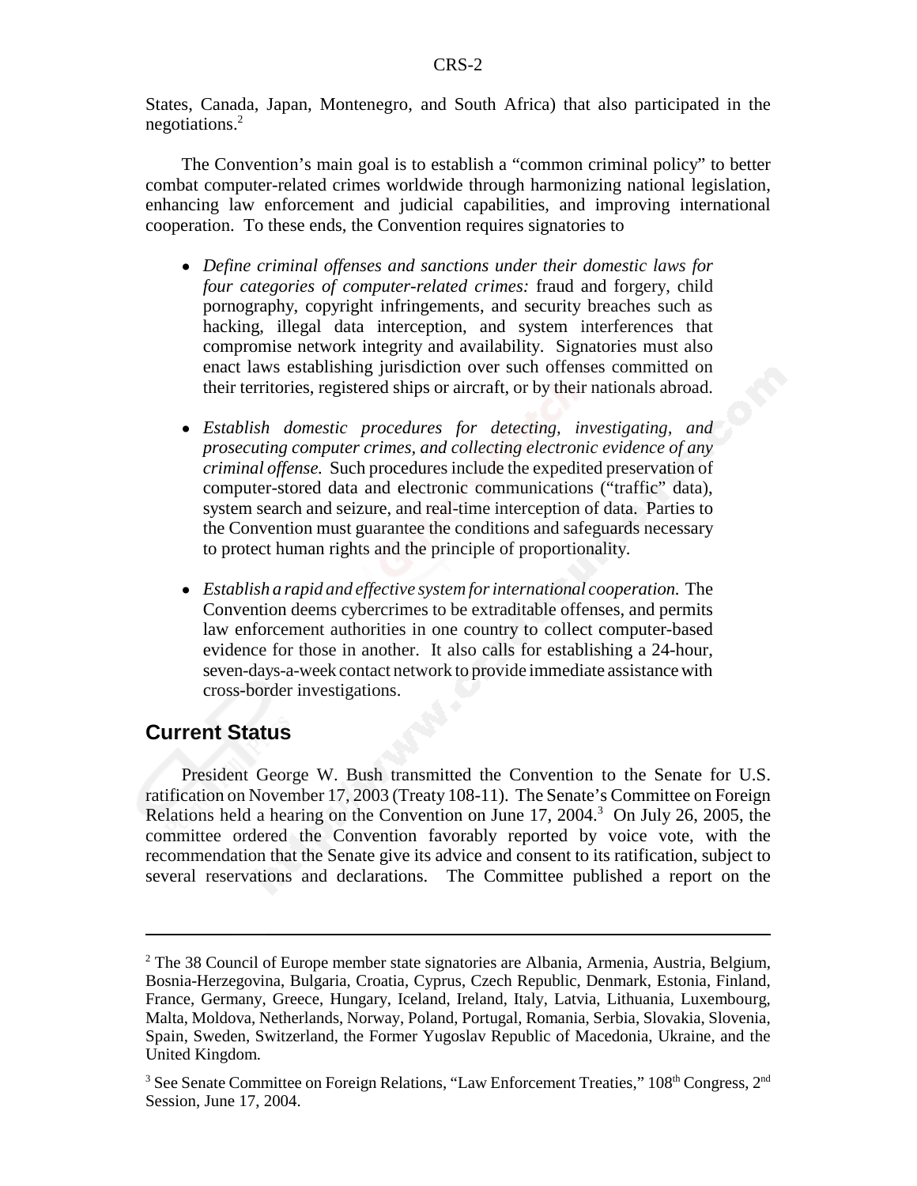States, Canada, Japan, Montenegro, and South Africa) that also participated in the negotiations.[2]

The Convention's main goal is to establish a "common criminal policy" to better combat computer-related crimes worldwide through harmonizing national legislation, enhancing law enforcement and judicial capabilities, and improving international cooperation. To these ends, the Convention requires signatories to

- *Define criminal offenses and sanctions under their domestic laws for four categories of computer-related crimes:* fraud and forgery, child pornography, copyright infringements, and security breaches such as hacking, illegal data interception, and system interferences that compromise network integrity and availability. Signatories must also enact laws establishing jurisdiction over such offenses committed on their territories, registered ships or aircraft, or by their nationals abroad.

- *Establish domestic procedures for detecting, investigating, and prosecuting computer crimes, and collecting electronic evidence of any criminal offense.* Such procedures include the expedited preservation of computer-stored data and electronic communications ("traffic" data), system search and seizure, and real-time interception of data. Parties to the Convention must guarantee the conditions and safeguards necessary to protect human rights and the principle of proportionality.

- *Establish a rapid and effective system for international cooperation.* The Convention deems cybercrimes to be extraditable offenses, and permits law enforcement authorities in one country to collect computer-based evidence for those in another. It also calls for establishing a 24-hour, seven-days-a-week contact network to provide immediate assistance with cross-border investigations.

## Current Status

President George W. Bush transmitted the Convention to the Senate for U.S. ratification on November 17, 2003 (Treaty 108-11). The Senate's Committee on Foreign Relations held a hearing on the Convention on June 17, 2004.[3] On July 26, 2005, the committee ordered the Convention favorably reported by voice vote, with the recommendation that the Senate give its advice and consent to its ratification, subject to several reservations and declarations. The Committee published a report on the

---

[2] The 38 Council of Europe member state signatories are Albania, Armenia, Austria, Belgium, Bosnia-Herzegovina, Bulgaria, Croatia, Cyprus, Czech Republic, Denmark, Estonia, Finland, France, Germany, Greece, Hungary, Iceland, Ireland, Italy, Latvia, Lithuania, Luxembourg, Malta, Moldova, Netherlands, Norway, Poland, Portugal, Romania, Serbia, Slovakia, Slovenia, Spain, Sweden, Switzerland, the Former Yugoslav Republic of Macedonia, Ukraine, and the United Kingdom.

[3] See Senate Committee on Foreign Relations, "Law Enforcement Treaties," 108th Congress, 2nd Session, June 17, 2004.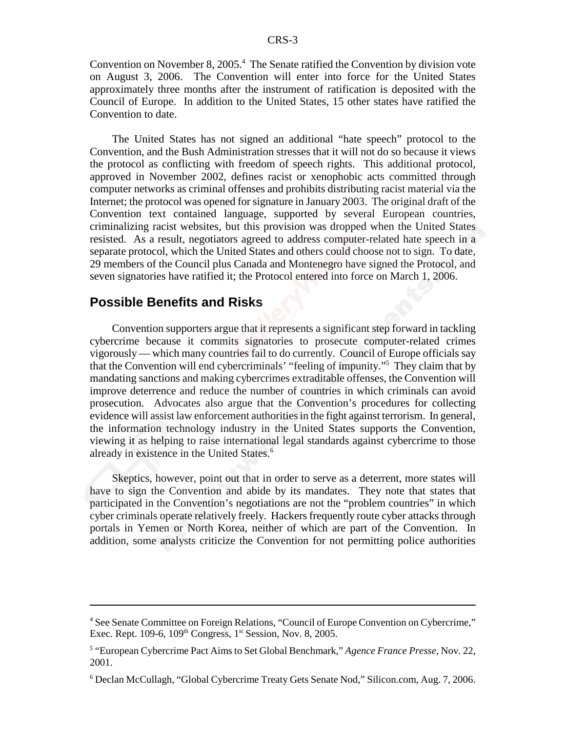Convention on November 8, 2005.[4] The Senate ratified the Convention by division vote on August 3, 2006. The Convention will enter into force for the United States approximately three months after the instrument of ratification is deposited with the Council of Europe. In addition to the United States, 15 other states have ratified the Convention to date.

The United States has not signed an additional "hate speech" protocol to the Convention, and the Bush Administration stresses that it will not do so because it views the protocol as conflicting with freedom of speech rights. This additional protocol, approved in November 2002, defines racist or xenophobic acts committed through computer networks as criminal offenses and prohibits distributing racist material via the Internet; the protocol was opened for signature in January 2003. The original draft of the Convention text contained language, supported by several European countries, criminalizing racist websites, but this provision was dropped when the United States resisted. As a result, negotiators agreed to address computer-related hate speech in a separate protocol, which the United States and others could choose not to sign. To date, 29 members of the Council plus Canada and Montenegro have signed the Protocol, and seven signatories have ratified it; the Protocol entered into force on March 1, 2006.

## Possible Benefits and Risks

Convention supporters argue that it represents a significant step forward in tackling cybercrime because it commits signatories to prosecute computer-related crimes vigorously — which many countries fail to do currently. Council of Europe officials say that the Convention will end cybercriminals' "feeling of impunity."[5] They claim that by mandating sanctions and making cybercrimes extraditable offenses, the Convention will improve deterrence and reduce the number of countries in which criminals can avoid prosecution. Advocates also argue that the Convention's procedures for collecting evidence will assist law enforcement authorities in the fight against terrorism. In general, the information technology industry in the United States supports the Convention, viewing it as helping to raise international legal standards against cybercrime to those already in existence in the United States.[6]

Skeptics, however, point out that in order to serve as a deterrent, more states will have to sign the Convention and abide by its mandates. They note that states that participated in the Convention's negotiations are not the "problem countries" in which cyber criminals operate relatively freely. Hackers frequently route cyber attacks through portals in Yemen or North Korea, neither of which are part of the Convention. In addition, some analysts criticize the Convention for not permitting police authorities

---

[4] See Senate Committee on Foreign Relations, "Council of Europe Convention on Cybercrime," Exec. Rept. 109-6, 109th Congress, 1st Session, Nov. 8, 2005.

[5] "European Cybercrime Pact Aims to Set Global Benchmark," *Agence France Presse*, Nov. 22, 2001.

[6] Declan McCullagh, "Global Cybercrime Treaty Gets Senate Nod," Silicon.com, Aug. 7, 2006.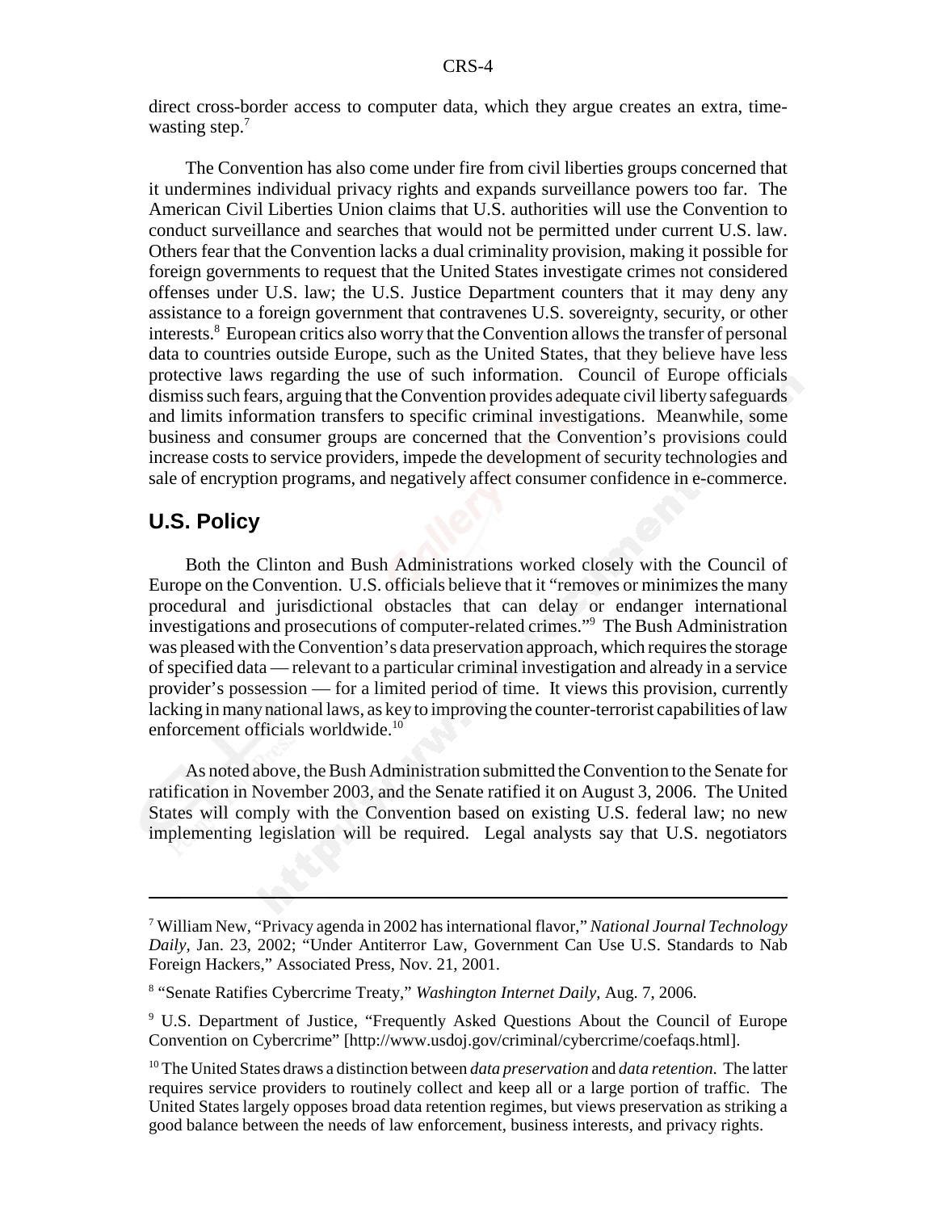direct cross-border access to computer data, which they argue creates an extra, time-wasting step.[7]

The Convention has also come under fire from civil liberties groups concerned that it undermines individual privacy rights and expands surveillance powers too far. The American Civil Liberties Union claims that U.S. authorities will use the Convention to conduct surveillance and searches that would not be permitted under current U.S. law. Others fear that the Convention lacks a dual criminality provision, making it possible for foreign governments to request that the United States investigate crimes not considered offenses under U.S. law; the U.S. Justice Department counters that it may deny any assistance to a foreign government that contravenes U.S. sovereignty, security, or other interests.[8] European critics also worry that the Convention allows the transfer of personal data to countries outside Europe, such as the United States, that they believe have less protective laws regarding the use of such information. Council of Europe officials dismiss such fears, arguing that the Convention provides adequate civil liberty safeguards and limits information transfers to specific criminal investigations. Meanwhile, some business and consumer groups are concerned that the Convention's provisions could increase costs to service providers, impede the development of security technologies and sale of encryption programs, and negatively affect consumer confidence in e-commerce.

## U.S. Policy

Both the Clinton and Bush Administrations worked closely with the Council of Europe on the Convention. U.S. officials believe that it "removes or minimizes the many procedural and jurisdictional obstacles that can delay or endanger international investigations and prosecutions of computer-related crimes."[9] The Bush Administration was pleased with the Convention's data preservation approach, which requires the storage of specified data — relevant to a particular criminal investigation and already in a service provider's possession — for a limited period of time. It views this provision, currently lacking in many national laws, as key to improving the counter-terrorist capabilities of law enforcement officials worldwide.[10]

As noted above, the Bush Administration submitted the Convention to the Senate for ratification in November 2003, and the Senate ratified it on August 3, 2006. The United States will comply with the Convention based on existing U.S. federal law; no new implementing legislation will be required. Legal analysts say that U.S. negotiators

---

[7] William New, "Privacy agenda in 2002 has international flavor," *National Journal Technology Daily*, Jan. 23, 2002; "Under Antiterror Law, Government Can Use U.S. Standards to Nab Foreign Hackers," Associated Press, Nov. 21, 2001.

[8] "Senate Ratifies Cybercrime Treaty," *Washington Internet Daily*, Aug. 7, 2006.

[9] U.S. Department of Justice, "Frequently Asked Questions About the Council of Europe Convention on Cybercrime" [http://www.usdoj.gov/criminal/cybercrime/coefaqs.html].

[10] The United States draws a distinction between *data preservation* and *data retention*. The latter requires service providers to routinely collect and keep all or a large portion of traffic. The United States largely opposes broad data retention regimes, but views preservation as striking a good balance between the needs of law enforcement, business interests, and privacy rights.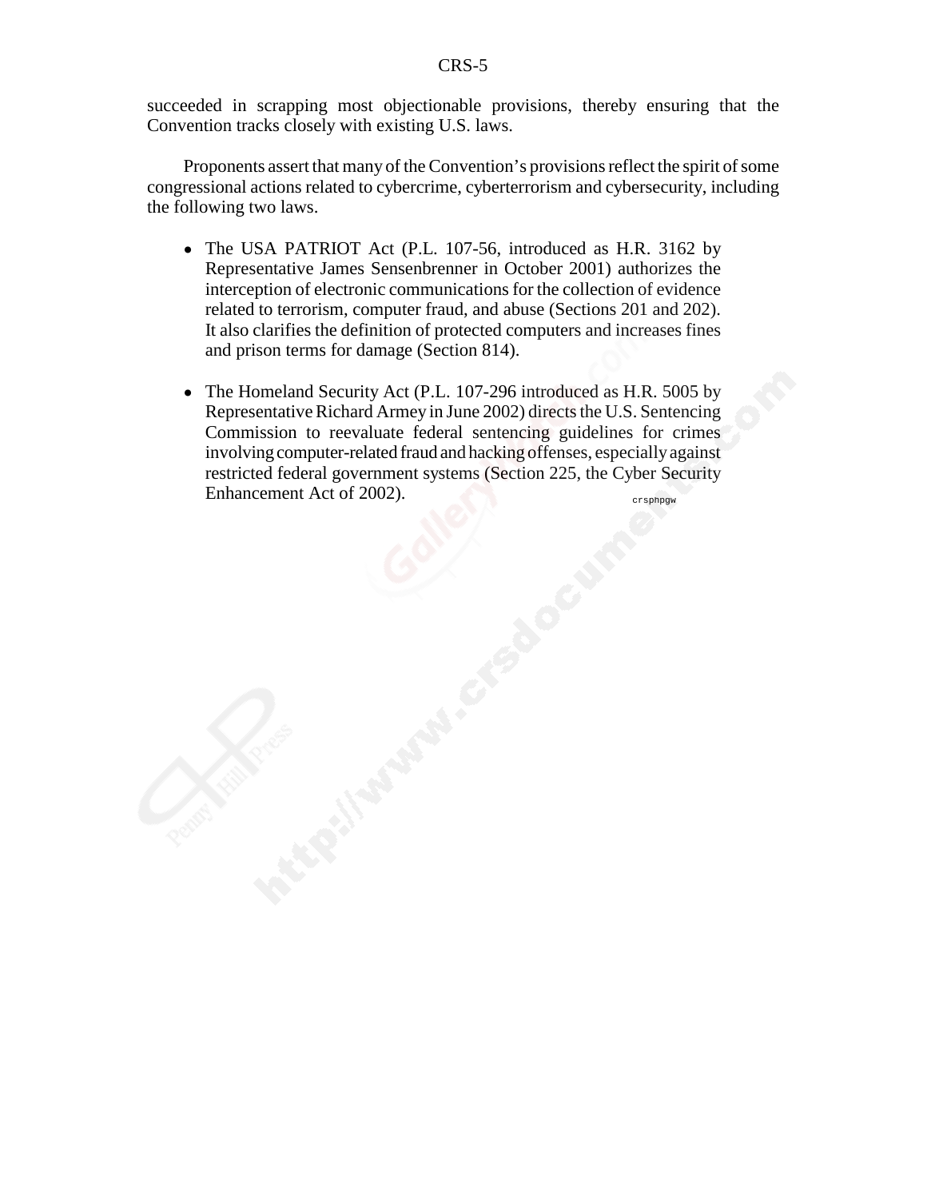succeeded in scrapping most objectionable provisions, thereby ensuring that the Convention tracks closely with existing U.S. laws.

Proponents assert that many of the Convention's provisions reflect the spirit of some congressional actions related to cybercrime, cyberterrorism and cybersecurity, including the following two laws.

- The USA PATRIOT Act (P.L. 107-56, introduced as H.R. 3162 by Representative James Sensenbrenner in October 2001) authorizes the interception of electronic communications for the collection of evidence related to terrorism, computer fraud, and abuse (Sections 201 and 202). It also clarifies the definition of protected computers and increases fines and prison terms for damage (Section 814).

- The Homeland Security Act (P.L. 107-296 introduced as H.R. 5005 by Representative Richard Armey in June 2002) directs the U.S. Sentencing Commission to reevaluate federal sentencing guidelines for crimes involving computer-related fraud and hacking offenses, especially against restricted federal government systems (Section 225, the Cyber Security Enhancement Act of 2002).